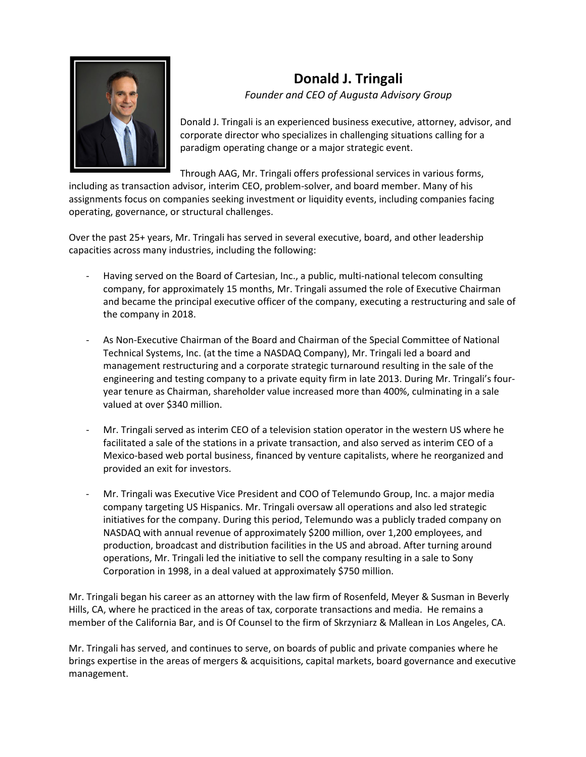# Donald J. Tringali

*Founder and CEO of Augusta Advisory Group*

Donald J. Tringali is an experienced business executive, attorney, advisor, and corporate director who specializes in challenging situations calling for a paradigm operating change or a major strategic event.

Through AAG, Mr. Tringali offers professional services in various forms, including as transaction advisor, interim CEO, problem-solver, and board member. Many of his assignments focus on companies seeking investment or liquidity events, including companies facing operating, governance, or structural challenges.

Over the past 25+ years, Mr. Tringali has served in several executive, board, and other leadership capacities across many industries, including the following:

- Having served on the Board of Cartesian, Inc., a public, multi-national telecom consulting company, for approximately 15 months, Mr. Tringali assumed the role of Executive Chairman and became the principal executive officer of the company, executing a restructuring and sale of the company in 2018.

- As Non-Executive Chairman of the Board and Chairman of the Special Committee of National Technical Systems, Inc. (at the time a NASDAQ Company), Mr. Tringali led a board and management restructuring and a corporate strategic turnaround resulting in the sale of the engineering and testing company to a private equity firm in late 2013. During Mr. Tringali's four-year tenure as Chairman, shareholder value increased more than 400%, culminating in a sale valued at over $340 million.

- Mr. Tringali served as interim CEO of a television station operator in the western US where he facilitated a sale of the stations in a private transaction, and also served as interim CEO of a Mexico-based web portal business, financed by venture capitalists, where he reorganized and provided an exit for investors.

- Mr. Tringali was Executive Vice President and COO of Telemundo Group, Inc. a major media company targeting US Hispanics. Mr. Tringali oversaw all operations and also led strategic initiatives for the company. During this period, Telemundo was a publicly traded company on NASDAQ with annual revenue of approximately $200 million, over 1,200 employees, and production, broadcast and distribution facilities in the US and abroad. After turning around operations, Mr. Tringali led the initiative to sell the company resulting in a sale to Sony Corporation in 1998, in a deal valued at approximately $750 million.

Mr. Tringali began his career as an attorney with the law firm of Rosenfeld, Meyer & Susman in Beverly Hills, CA, where he practiced in the areas of tax, corporate transactions and media. He remains a member of the California Bar, and is Of Counsel to the firm of Skrzyniarz & Mallean in Los Angeles, CA.

Mr. Tringali has served, and continues to serve, on boards of public and private companies where he brings expertise in the areas of mergers & acquisitions, capital markets, board governance and executive management.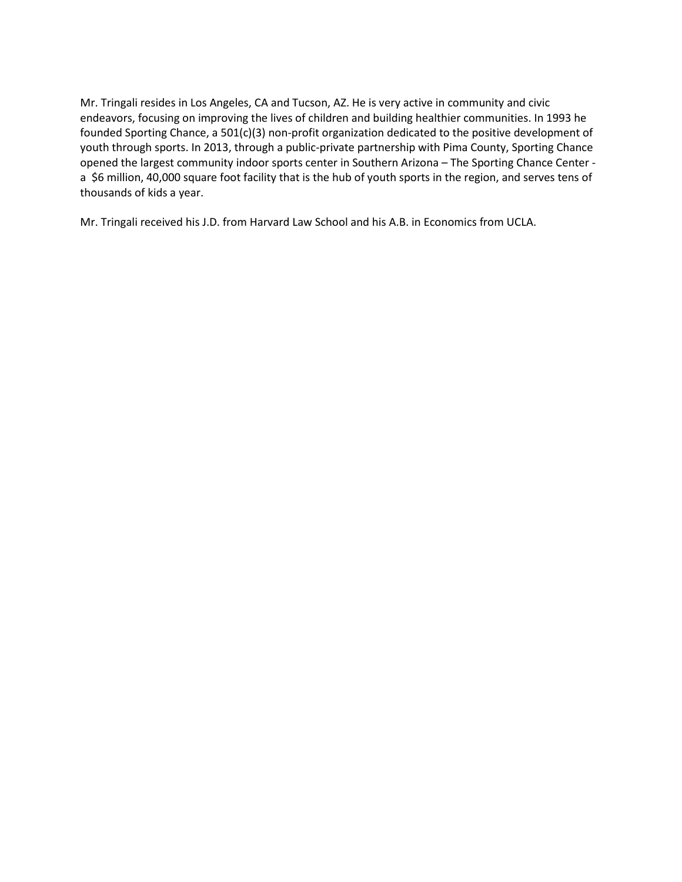Mr. Tringali resides in Los Angeles, CA and Tucson, AZ. He is very active in community and civic endeavors, focusing on improving the lives of children and building healthier communities. In 1993 he founded Sporting Chance, a 501(c)(3) non-profit organization dedicated to the positive development of youth through sports. In 2013, through a public-private partnership with Pima County, Sporting Chance opened the largest community indoor sports center in Southern Arizona – The Sporting Chance Center - a $6 million, 40,000 square foot facility that is the hub of youth sports in the region, and serves tens of thousands of kids a year.

Mr. Tringali received his J.D. from Harvard Law School and his A.B. in Economics from UCLA.